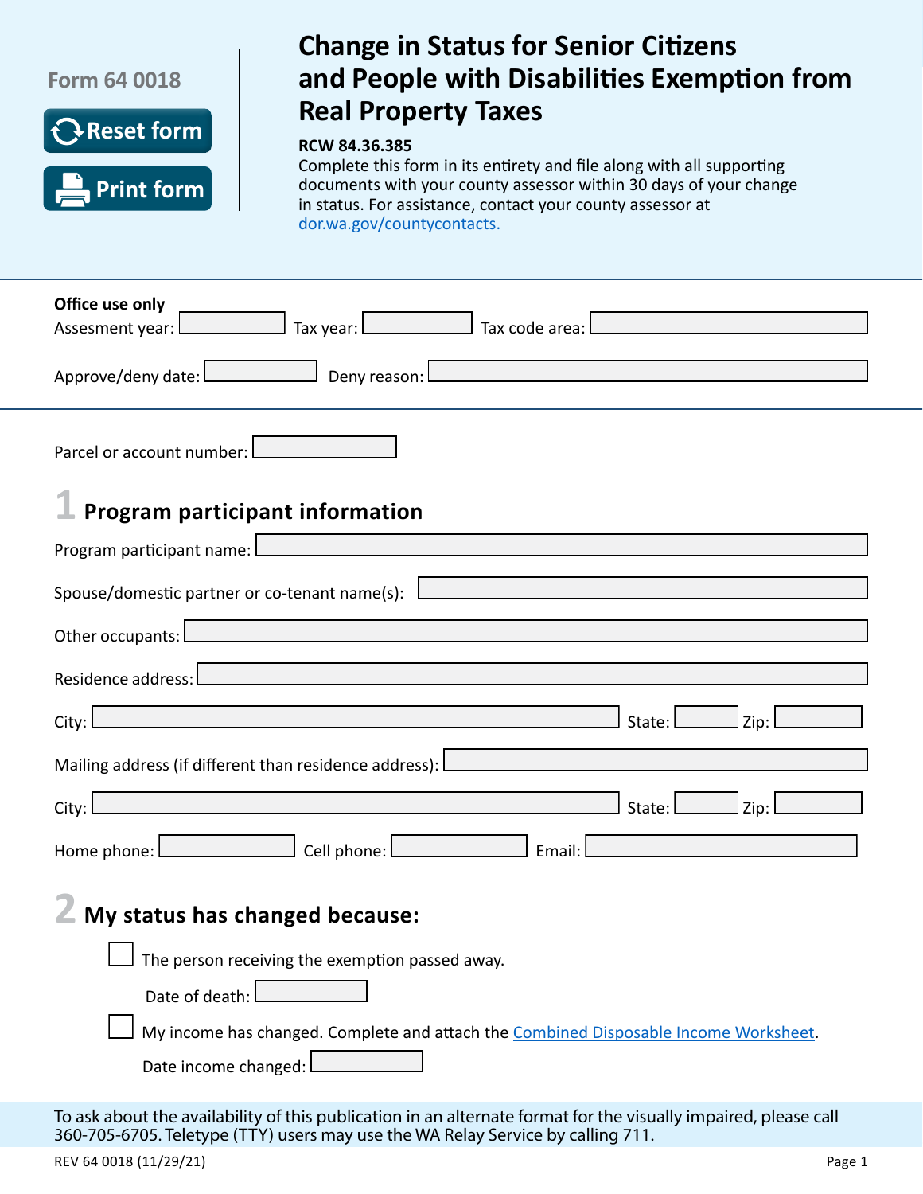Form 64 0018

Reset form

Print form

# Change in Status for Senior Citizens and People with Disabilities Exemption from Real Property Taxes

**RCW 84.36.385**

Complete this form in its entirety and file along with all supporting documents with your county assessor within 30 days of your change in status. For assistance, contact your county assessor at dor.wa.gov/countycontacts.

**Office use only**

Assesment year: \_\_\_\_\_\_ Tax year: \_\_\_\_\_\_ Tax code area: \_\_\_\_\_\_

Approve/deny date: \_\_\_\_\_\_ Deny reason: \_\_\_\_\_\_

Parcel or account number: \_\_\_\_\_\_

## 1 Program participant information

Program participant name: \_\_\_\_\_\_

Spouse/domestic partner or co-tenant name(s): \_\_\_\_\_\_

Other occupants: \_\_\_\_\_\_

Residence address: \_\_\_\_\_\_

City: \_\_\_\_\_\_ State: \_\_\_\_\_\_ Zip: \_\_\_\_\_\_

Mailing address (if different than residence address): \_\_\_\_\_\_

City: \_\_\_\_\_\_ State: \_\_\_\_\_\_ Zip: \_\_\_\_\_\_

Home phone: \_\_\_\_\_\_ Cell phone: \_\_\_\_\_\_ Email: \_\_\_\_\_\_

## 2 My status has changed because:

☐ The person receiving the exemption passed away.

Date of death: \_\_\_\_\_\_

☐ My income has changed. Complete and attach the Combined Disposable Income Worksheet.

Date income changed: \_\_\_\_\_\_

To ask about the availability of this publication in an alternate format for the visually impaired, please call 360-705-6705. Teletype (TTY) users may use the WA Relay Service by calling 711.

REV 64 0018 (11/29/21)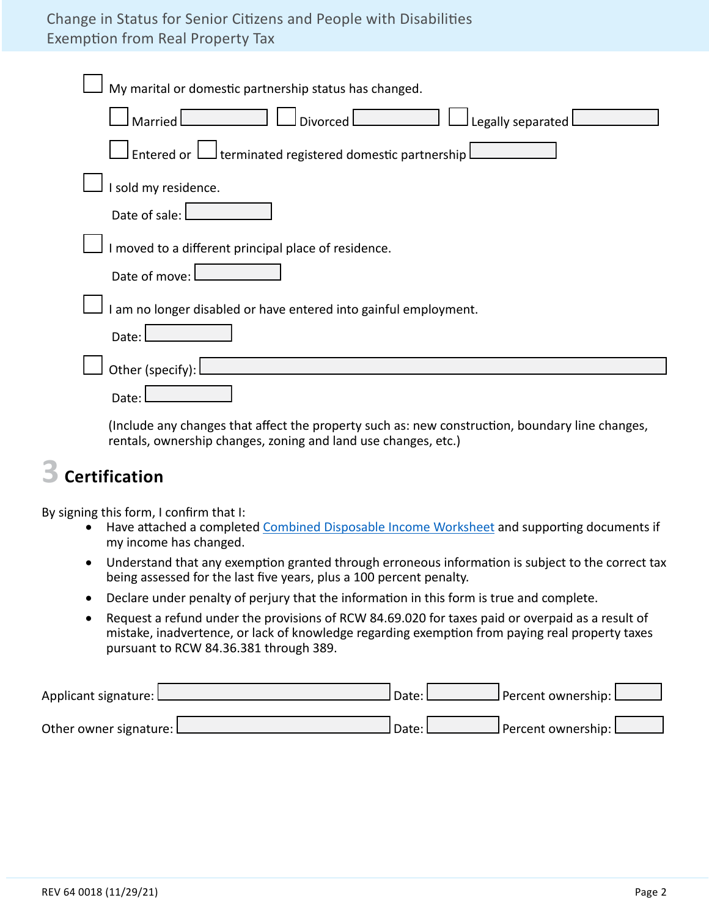- ☐ My marital or domestic partnership status has changed.
  - ☐ Married ________ ☐ Divorced ________ ☐ Legally separated ________
  - ☐ Entered or ☐ terminated registered domestic partnership ________
- ☐ I sold my residence.
  - Date of sale: ________
- ☐ I moved to a different principal place of residence.
  - Date of move: ________
- ☐ I am no longer disabled or have entered into gainful employment.
  - Date: ________
- ☐ Other (specify): ________
  - Date: ________

  (Include any changes that affect the property such as: new construction, boundary line changes, rentals, ownership changes, zoning and land use changes, etc.)

## 3 Certification

By signing this form, I confirm that I:

- Have attached a completed Combined Disposable Income Worksheet and supporting documents if my income has changed.
- Understand that any exemption granted through erroneous information is subject to the correct tax being assessed for the last five years, plus a 100 percent penalty.
- Declare under penalty of perjury that the information in this form is true and complete.
- Request a refund under the provisions of RCW 84.69.020 for taxes paid or overpaid as a result of mistake, inadvertence, or lack of knowledge regarding exemption from paying real property taxes pursuant to RCW 84.36.381 through 389.

Applicant signature: ________ Date: ________ Percent ownership: ________

Other owner signature: ________ Date: ________ Percent ownership: ________

REV 64 0018 (11/29/21)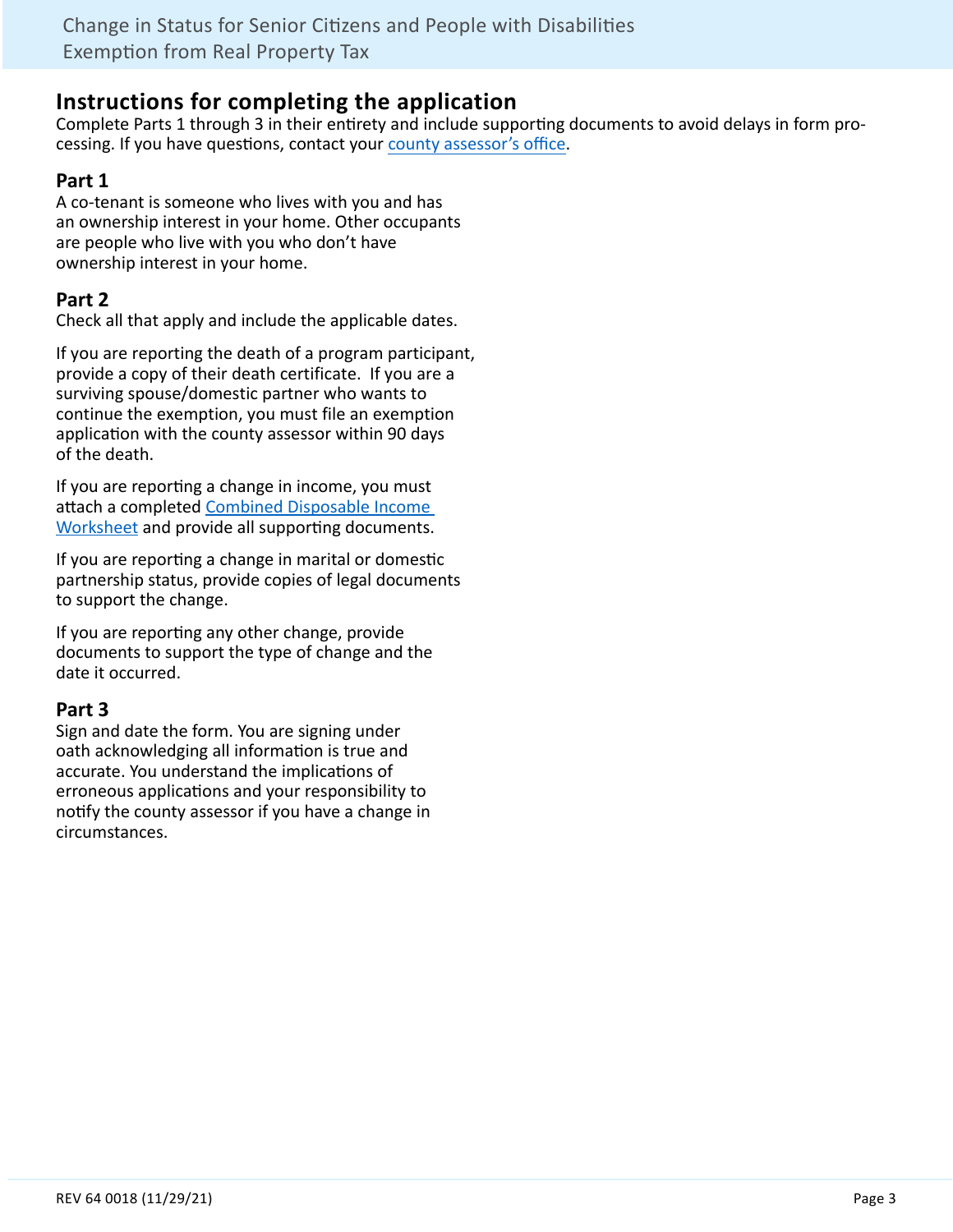## Instructions for completing the application

Complete Parts 1 through 3 in their entirety and include supporting documents to avoid delays in form processing. If you have questions, contact your county assessor's office.

### Part 1

A co-tenant is someone who lives with you and has an ownership interest in your home. Other occupants are people who live with you who don't have ownership interest in your home.

### Part 2

Check all that apply and include the applicable dates.

If you are reporting the death of a program participant, provide a copy of their death certificate. If you are a surviving spouse/domestic partner who wants to continue the exemption, you must file an exemption application with the county assessor within 90 days of the death.

If you are reporting a change in income, you must attach a completed Combined Disposable Income Worksheet and provide all supporting documents.

If you are reporting a change in marital or domestic partnership status, provide copies of legal documents to support the change.

If you are reporting any other change, provide documents to support the type of change and the date it occurred.

### Part 3

Sign and date the form. You are signing under oath acknowledging all information is true and accurate. You understand the implications of erroneous applications and your responsibility to notify the county assessor if you have a change in circumstances.